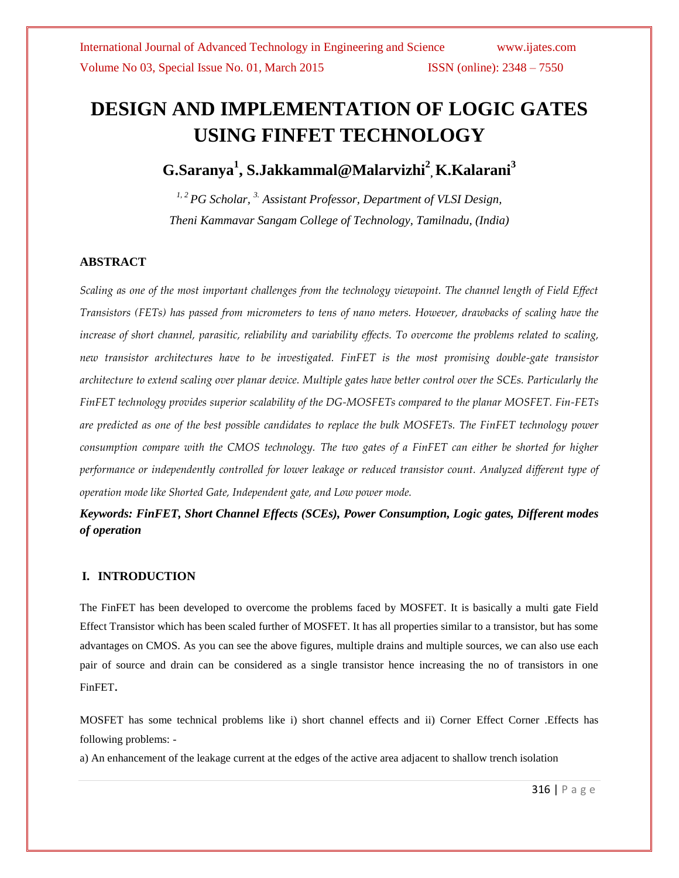# DESIGN AND IMPLEMENTATION OF LOGIC GATES USING FINFET TECHNOLOGY

## G.Saranya[1], S.Jakkammal@Malarvizhi[2], K.Kalarani[3]

*[1, 2] PG Scholar, [3.] Assistant Professor, Department of VLSI Design, Theni Kammavar Sangam College of Technology, Tamilnadu, (India)*

### ABSTRACT

*Scaling as one of the most important challenges from the technology viewpoint. The channel length of Field Effect Transistors (FETs) has passed from micrometers to tens of nano meters. However, drawbacks of scaling have the increase of short channel, parasitic, reliability and variability effects. To overcome the problems related to scaling, new transistor architectures have to be investigated. FinFET is the most promising double-gate transistor architecture to extend scaling over planar device. Multiple gates have better control over the SCEs. Particularly the FinFET technology provides superior scalability of the DG-MOSFETs compared to the planar MOSFET. Fin-FETs are predicted as one of the best possible candidates to replace the bulk MOSFETs. The FinFET technology power consumption compare with the CMOS technology. The two gates of a FinFET can either be shorted for higher performance or independently controlled for lower leakage or reduced transistor count. Analyzed different type of operation mode like Shorted Gate, Independent gate, and Low power mode.*

***Keywords: FinFET, Short Channel Effects (SCEs), Power Consumption, Logic gates, Different modes of operation***

### I. INTRODUCTION

The FinFET has been developed to overcome the problems faced by MOSFET. It is basically a multi gate Field Effect Transistor which has been scaled further of MOSFET. It has all properties similar to a transistor, but has some advantages on CMOS. As you can see the above figures, multiple drains and multiple sources, we can also use each pair of source and drain can be considered as a single transistor hence increasing the no of transistors in one FinFET.

MOSFET has some technical problems like i) short channel effects and ii) Corner Effect Corner .Effects has following problems: -

a) An enhancement of the leakage current at the edges of the active area adjacent to shallow trench isolation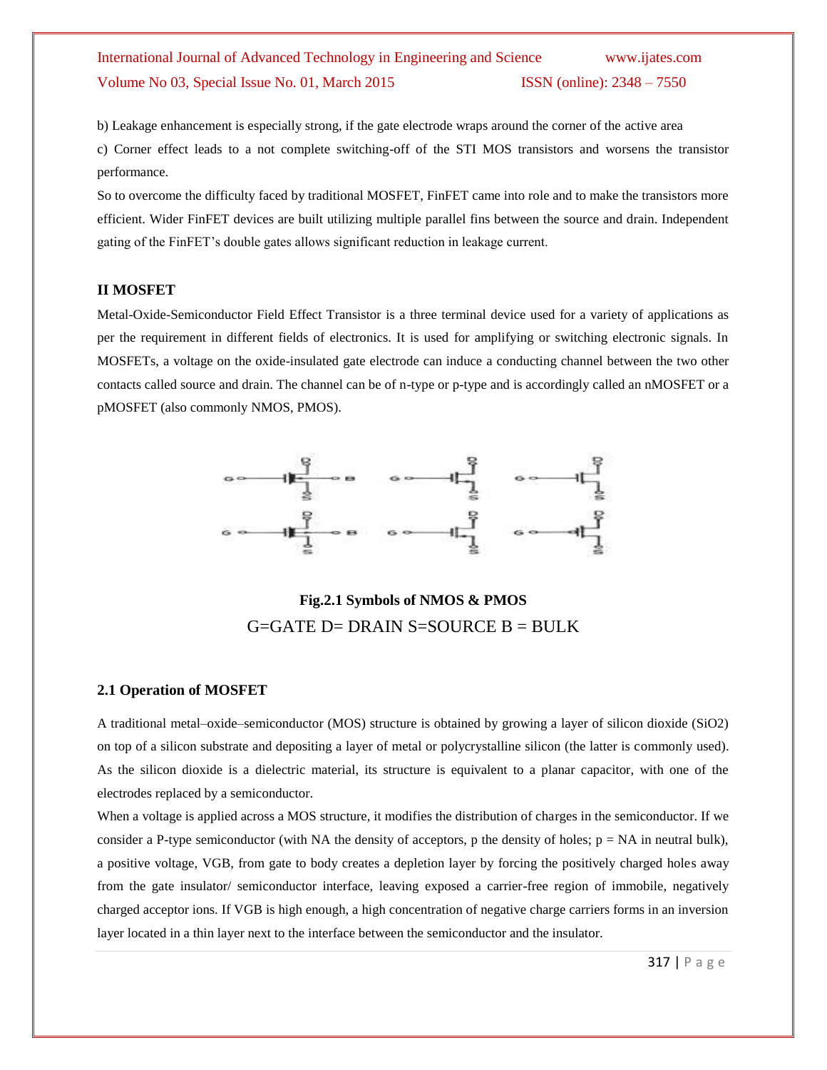b) Leakage enhancement is especially strong, if the gate electrode wraps around the corner of the active area

c) Corner effect leads to a not complete switching-off of the STI MOS transistors and worsens the transistor performance.

So to overcome the difficulty faced by traditional MOSFET, FinFET came into role and to make the transistors more efficient. Wider FinFET devices are built utilizing multiple parallel fins between the source and drain. Independent gating of the FinFET's double gates allows significant reduction in leakage current.

## II MOSFET

Metal-Oxide-Semiconductor Field Effect Transistor is a three terminal device used for a variety of applications as per the requirement in different fields of electronics. It is used for amplifying or switching electronic signals. In MOSFETs, a voltage on the oxide-insulated gate electrode can induce a conducting channel between the two other contacts called source and drain. The channel can be of n-type or p-type and is accordingly called an nMOSFET or a pMOSFET (also commonly NMOS, PMOS).

**Fig.2.1 Symbols of NMOS & PMOS**

G=GATE D= DRAIN S=SOURCE B = BULK

### 2.1 Operation of MOSFET

A traditional metal–oxide–semiconductor (MOS) structure is obtained by growing a layer of silicon dioxide ($SiO_2$) on top of a silicon substrate and depositing a layer of metal or polycrystalline silicon (the latter is commonly used). As the silicon dioxide is a dielectric material, its structure is equivalent to a planar capacitor, with one of the electrodes replaced by a semiconductor.

When a voltage is applied across a MOS structure, it modifies the distribution of charges in the semiconductor. If we consider a P-type semiconductor (with $N_A$ the density of acceptors, p the density of holes; $p = N_A$ in neutral bulk), a positive voltage, $V_{GB}$, from gate to body creates a depletion layer by forcing the positively charged holes away from the gate insulator/ semiconductor interface, leaving exposed a carrier-free region of immobile, negatively charged acceptor ions. If $V_{GB}$ is high enough, a high concentration of negative charge carriers forms in an inversion layer located in a thin layer next to the interface between the semiconductor and the insulator.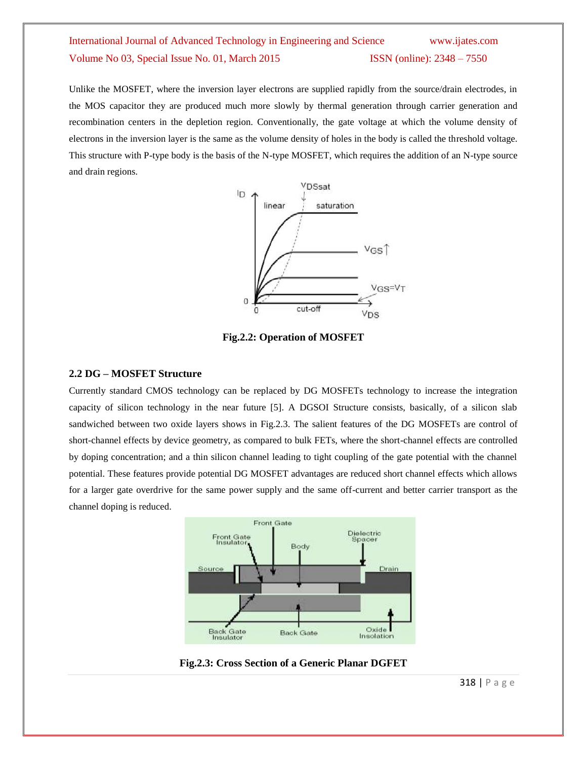Unlike the MOSFET, where the inversion layer electrons are supplied rapidly from the source/drain electrodes, in the MOS capacitor they are produced much more slowly by thermal generation through carrier generation and recombination centers in the depletion region. Conventionally, the gate voltage at which the volume density of electrons in the inversion layer is the same as the volume density of holes in the body is called the threshold voltage. This structure with P-type body is the basis of the N-type MOSFET, which requires the addition of an N-type source and drain regions.

**Fig.2.2: Operation of MOSFET**

### 2.2 DG – MOSFET Structure

Currently standard CMOS technology can be replaced by DG MOSFETs technology to increase the integration capacity of silicon technology in the near future [5]. A DGSOI Structure consists, basically, of a silicon slab sandwiched between two oxide layers shows in Fig.2.3. The salient features of the DG MOSFETs are control of short-channel effects by device geometry, as compared to bulk FETs, where the short-channel effects are controlled by doping concentration; and a thin silicon channel leading to tight coupling of the gate potential with the channel potential. These features provide potential DG MOSFET advantages are reduced short channel effects which allows for a larger gate overdrive for the same power supply and the same off-current and better carrier transport as the channel doping is reduced.

**Fig.2.3: Cross Section of a Generic Planar DGFET**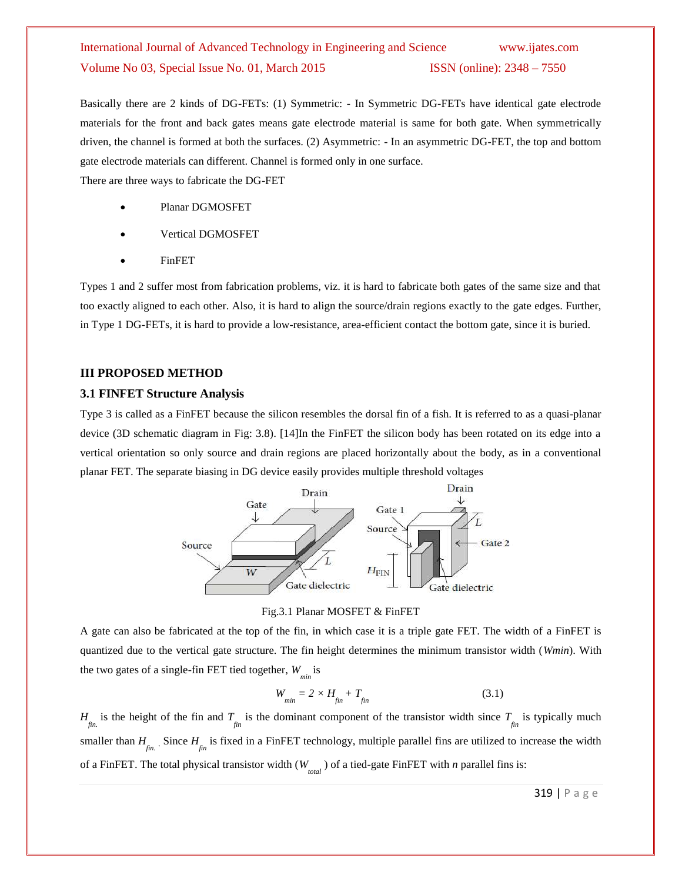Basically there are 2 kinds of DG-FETs: (1) Symmetric: - In Symmetric DG-FETs have identical gate electrode materials for the front and back gates means gate electrode material is same for both gate. When symmetrically driven, the channel is formed at both the surfaces. (2) Asymmetric: - In an asymmetric DG-FET, the top and bottom gate electrode materials can different. Channel is formed only in one surface.

There are three ways to fabricate the DG-FET

- Planar DGMOSFET
- Vertical DGMOSFET
- FinFET

Types 1 and 2 suffer most from fabrication problems, viz. it is hard to fabricate both gates of the same size and that too exactly aligned to each other. Also, it is hard to align the source/drain regions exactly to the gate edges. Further, in Type 1 DG-FETs, it is hard to provide a low-resistance, area-efficient contact the bottom gate, since it is buried.

## III PROPOSED METHOD

### 3.1 FINFET Structure Analysis

Type 3 is called as a FinFET because the silicon resembles the dorsal fin of a fish. It is referred to as a quasi-planar device (3D schematic diagram in Fig: 3.8). [14]In the FinFET the silicon body has been rotated on its edge into a vertical orientation so only source and drain regions are placed horizontally about the body, as in a conventional planar FET. The separate biasing in DG device easily provides multiple threshold voltages

Fig.3.1 Planar MOSFET & FinFET

A gate can also be fabricated at the top of the fin, in which case it is a triple gate FET. The width of a FinFET is quantized due to the vertical gate structure. The fin height determines the minimum transistor width (*Wmin*). With the two gates of a single-fin FET tied together, $W_{min}$ is

$$W_{min} = 2 \times H_{fin} + T_{fin} \tag{3.1}$$

$H_{fin.}$ is the height of the fin and $T_{fin}$ is the dominant component of the transistor width since $T_{fin}$ is typically much smaller than $H_{fin.}$ Since $H_{fin}$ is fixed in a FinFET technology, multiple parallel fins are utilized to increase the width of a FinFET. The total physical transistor width ($W_{total}$) of a tied-gate FinFET with *n* parallel fins is: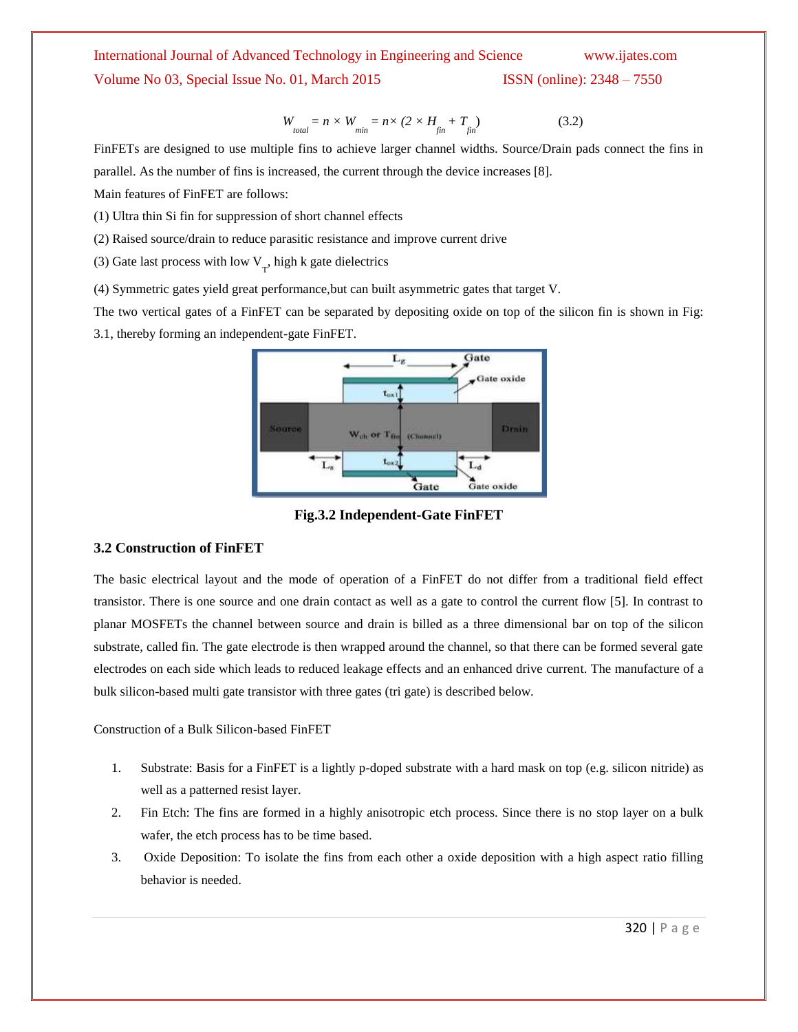$$W_{total} = n \times W_{min} = n \times (2 \times H_{fin} + T_{fin}) \qquad (3.2)$$

FinFETs are designed to use multiple fins to achieve larger channel widths. Source/Drain pads connect the fins in parallel. As the number of fins is increased, the current through the device increases [8].

Main features of FinFET are follows:

(1) Ultra thin Si fin for suppression of short channel effects

(2) Raised source/drain to reduce parasitic resistance and improve current drive

(3) Gate last process with low $V_T$, high k gate dielectrics

(4) Symmetric gates yield great performance,but can built asymmetric gates that target V.

The two vertical gates of a FinFET can be separated by depositing oxide on top of the silicon fin is shown in Fig: 3.1, thereby forming an independent-gate FinFET.

**Fig.3.2 Independent-Gate FinFET**

### 3.2 Construction of FinFET

The basic electrical layout and the mode of operation of a FinFET do not differ from a traditional field effect transistor. There is one source and one drain contact as well as a gate to control the current flow [5]. In contrast to planar MOSFETs the channel between source and drain is billed as a three dimensional bar on top of the silicon substrate, called fin. The gate electrode is then wrapped around the channel, so that there can be formed several gate electrodes on each side which leads to reduced leakage effects and an enhanced drive current. The manufacture of a bulk silicon-based multi gate transistor with three gates (tri gate) is described below.

Construction of a Bulk Silicon-based FinFET

1. Substrate: Basis for a FinFET is a lightly p-doped substrate with a hard mask on top (e.g. silicon nitride) as well as a patterned resist layer.
2. Fin Etch: The fins are formed in a highly anisotropic etch process. Since there is no stop layer on a bulk wafer, the etch process has to be time based.
3. Oxide Deposition: To isolate the fins from each other a oxide deposition with a high aspect ratio filling behavior is needed.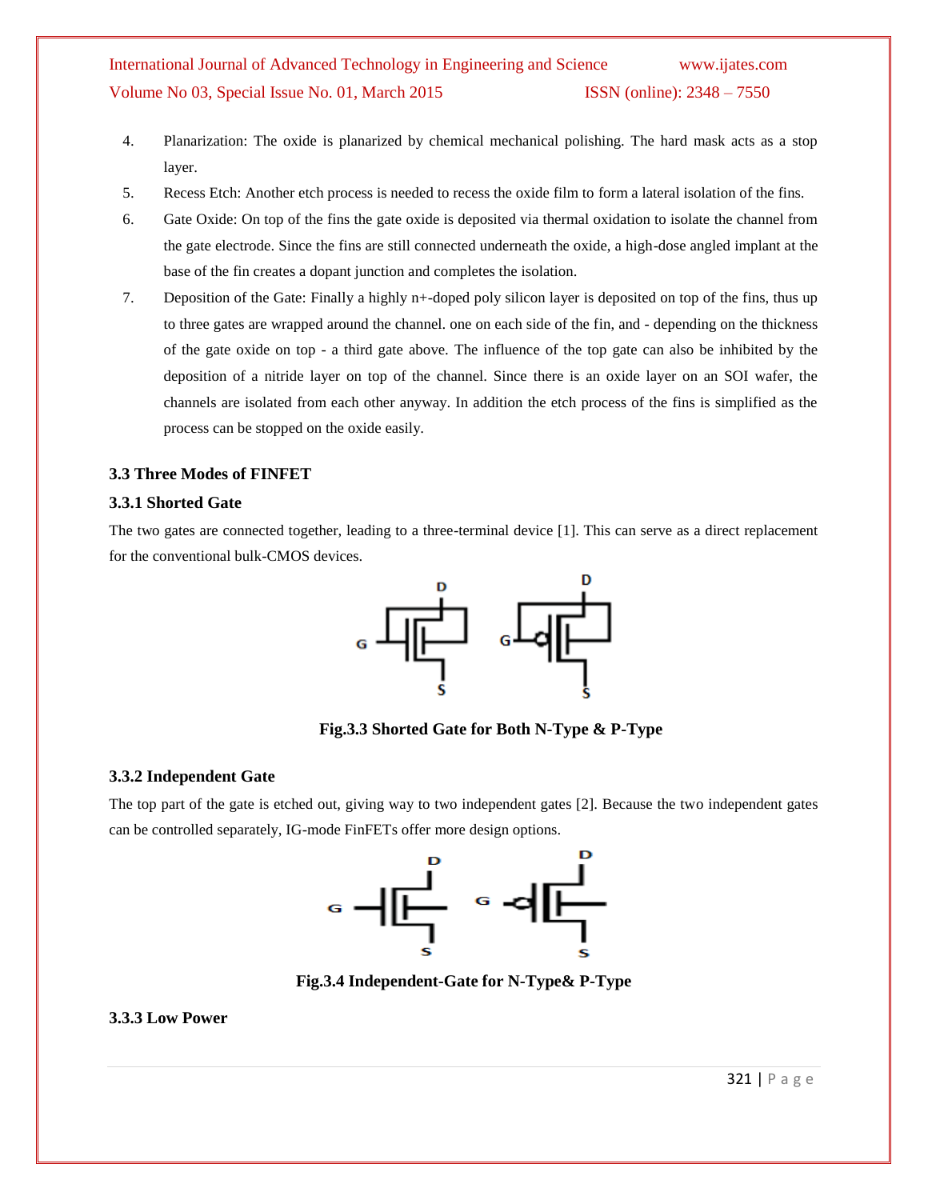4. Planarization: The oxide is planarized by chemical mechanical polishing. The hard mask acts as a stop layer.
5. Recess Etch: Another etch process is needed to recess the oxide film to form a lateral isolation of the fins.
6. Gate Oxide: On top of the fins the gate oxide is deposited via thermal oxidation to isolate the channel from the gate electrode. Since the fins are still connected underneath the oxide, a high-dose angled implant at the base of the fin creates a dopant junction and completes the isolation.
7. Deposition of the Gate: Finally a highly n+-doped poly silicon layer is deposited on top of the fins, thus up to three gates are wrapped around the channel. one on each side of the fin, and - depending on the thickness of the gate oxide on top - a third gate above. The influence of the top gate can also be inhibited by the deposition of a nitride layer on top of the channel. Since there is an oxide layer on an SOI wafer, the channels are isolated from each other anyway. In addition the etch process of the fins is simplified as the process can be stopped on the oxide easily.

### 3.3 Three Modes of FINFET

#### 3.3.1 Shorted Gate

The two gates are connected together, leading to a three-terminal device [1]. This can serve as a direct replacement for the conventional bulk-CMOS devices.

**Fig.3.3 Shorted Gate for Both N-Type & P-Type**

#### 3.3.2 Independent Gate

The top part of the gate is etched out, giving way to two independent gates [2]. Because the two independent gates can be controlled separately, IG-mode FinFETs offer more design options.

**Fig.3.4 Independent-Gate for N-Type& P-Type**

#### 3.3.3 Low Power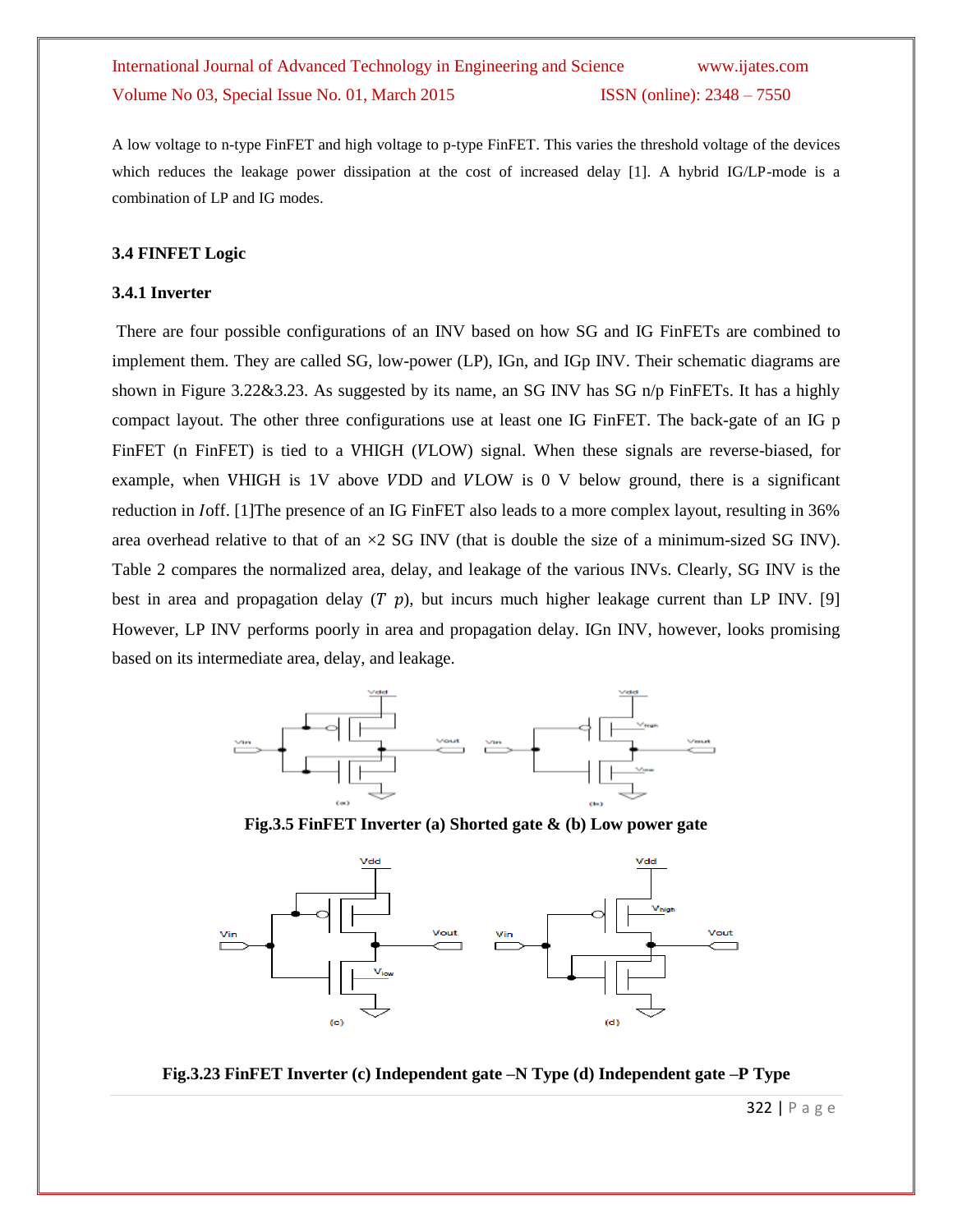A low voltage to n-type FinFET and high voltage to p-type FinFET. This varies the threshold voltage of the devices which reduces the leakage power dissipation at the cost of increased delay [1]. A hybrid IG/LP-mode is a combination of LP and IG modes.

### 3.4 FINFET Logic

#### 3.4.1 Inverter

There are four possible configurations of an INV based on how SG and IG FinFETs are combined to implement them. They are called SG, low-power (LP), IGn, and IGp INV. Their schematic diagrams are shown in Figure 3.22&3.23. As suggested by its name, an SG INV has SG n/p FinFETs. It has a highly compact layout. The other three configurations use at least one IG FinFET. The back-gate of an IG p FinFET (n FinFET) is tied to a VHIGH ($V$LOW) signal. When these signals are reverse-biased, for example, when VHIGH is 1V above $V$DD and $V$LOW is 0 V below ground, there is a significant reduction in $I$off. [1]The presence of an IG FinFET also leads to a more complex layout, resulting in 36% area overhead relative to that of an ×2 SG INV (that is double the size of a minimum-sized SG INV). Table 2 compares the normalized area, delay, and leakage of the various INVs. Clearly, SG INV is the best in area and propagation delay ($T$ $p$), but incurs much higher leakage current than LP INV. [9] However, LP INV performs poorly in area and propagation delay. IGn INV, however, looks promising based on its intermediate area, delay, and leakage.

**Fig.3.5 FinFET Inverter (a) Shorted gate & (b) Low power gate**

**Fig.3.23 FinFET Inverter (c) Independent gate –N Type (d) Independent gate –P Type**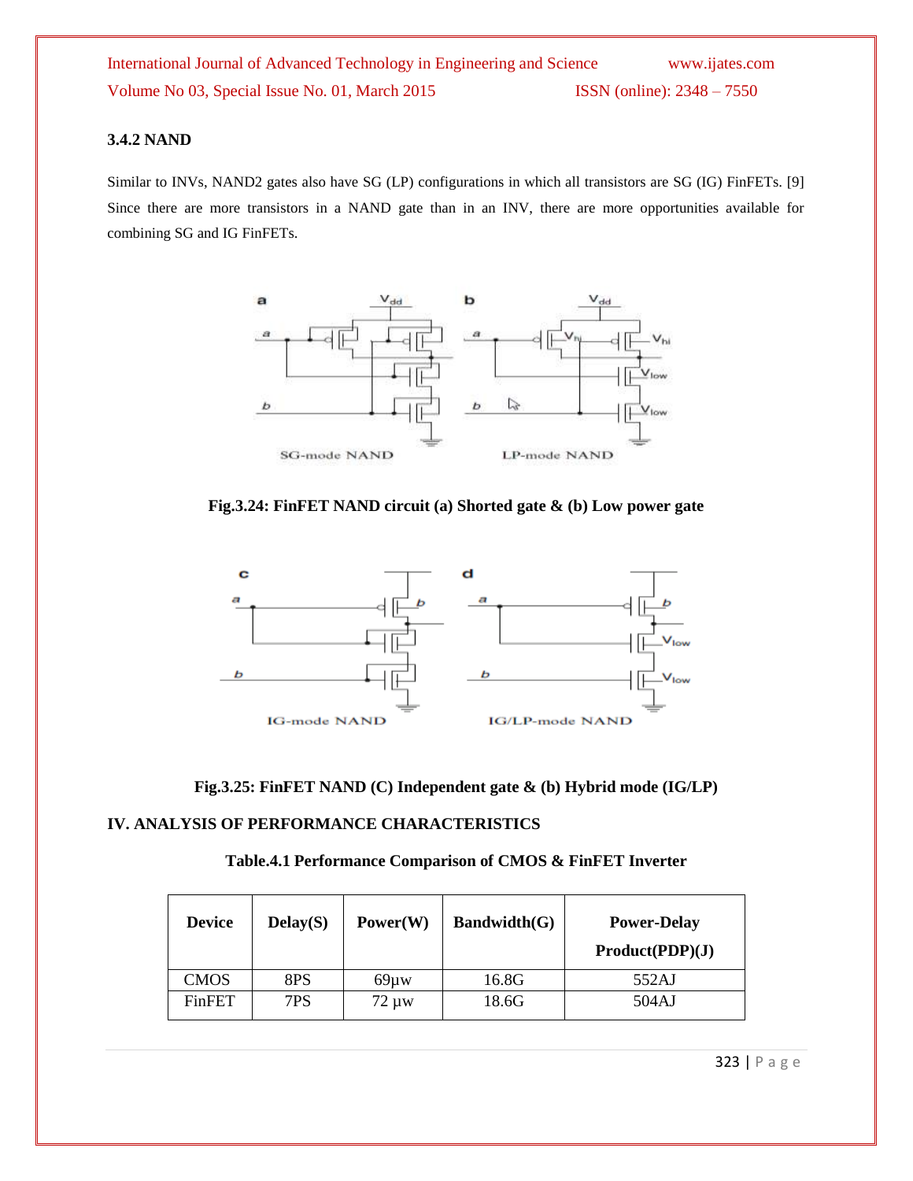### 3.4.2 NAND

Similar to INVs, NAND2 gates also have SG (LP) configurations in which all transistors are SG (IG) FinFETs. [9] Since there are more transistors in a NAND gate than in an INV, there are more opportunities available for combining SG and IG FinFETs.

**Fig.3.24: FinFET NAND circuit (a) Shorted gate & (b) Low power gate**

**Fig.3.25: FinFET NAND (C) Independent gate & (b) Hybrid mode (IG/LP)**

## IV. ANALYSIS OF PERFORMANCE CHARACTERISTICS

**Table.4.1 Performance Comparison of CMOS & FinFET Inverter**

| Device | Delay(S) | Power(W) | Bandwidth(G) | Power-Delay Product(PDP)(J) |
|---|---|---|---|---|
| CMOS | 8PS | 69µw | 16.8G | 552AJ |
| FinFET | 7PS | 72 µw | 18.6G | 504AJ |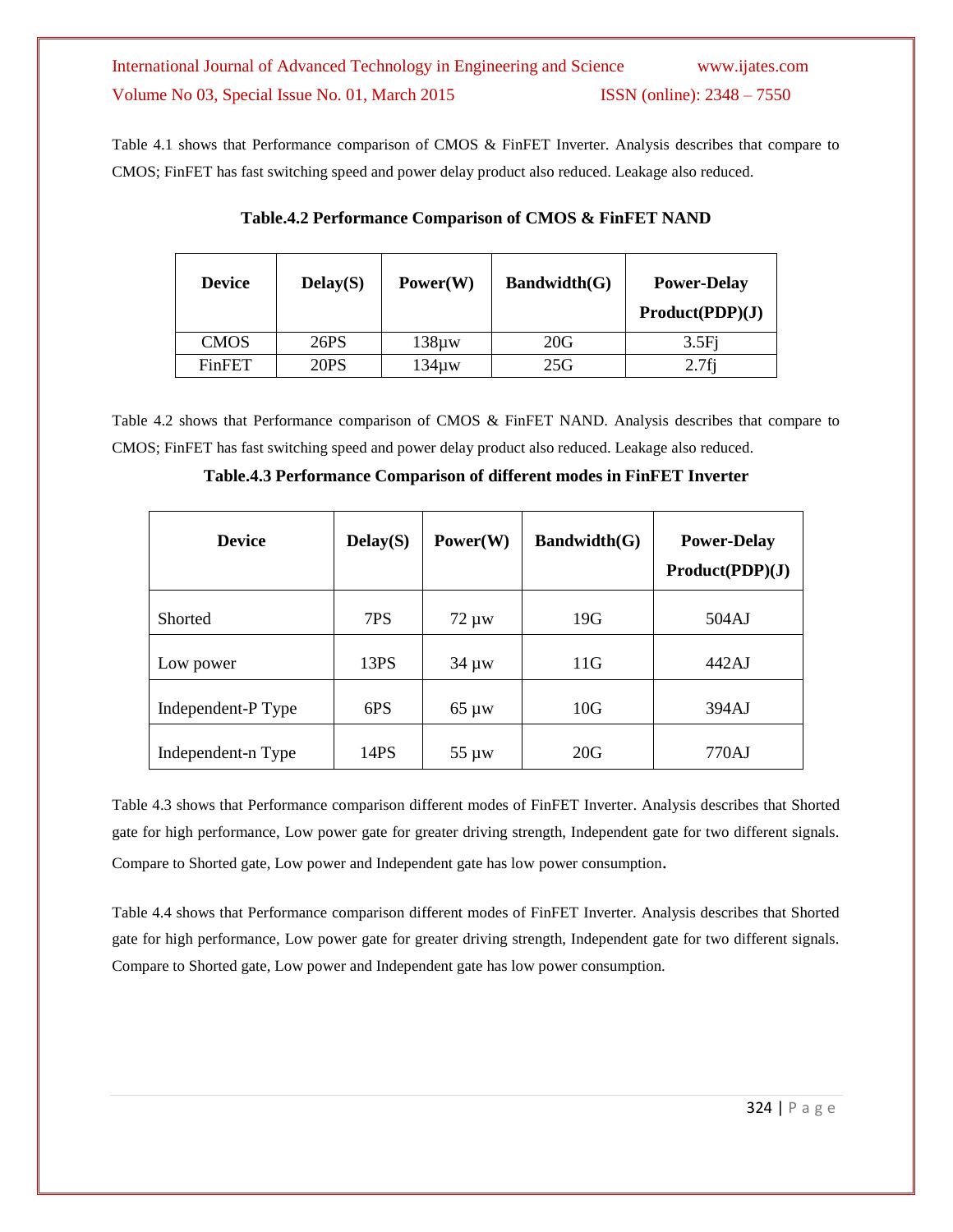Table 4.1 shows that Performance comparison of CMOS & FinFET Inverter. Analysis describes that compare to CMOS; FinFET has fast switching speed and power delay product also reduced. Leakage also reduced.

**Table.4.2 Performance Comparison of CMOS & FinFET NAND**

| Device | Delay(S) | Power(W) | Bandwidth(G) | Power-Delay Product(PDP)(J) |
|---|---|---|---|---|
| CMOS | 26PS | 138µw | 20G | 3.5Fj |
| FinFET | 20PS | 134µw | 25G | 2.7fj |

Table 4.2 shows that Performance comparison of CMOS & FinFET NAND. Analysis describes that compare to CMOS; FinFET has fast switching speed and power delay product also reduced. Leakage also reduced.

**Table.4.3 Performance Comparison of different modes in FinFET Inverter**

| Device | Delay(S) | Power(W) | Bandwidth(G) | Power-Delay Product(PDP)(J) |
|---|---|---|---|---|
| Shorted | 7PS | 72 µw | 19G | 504AJ |
| Low power | 13PS | 34 µw | 11G | 442AJ |
| Independent-P Type | 6PS | 65 µw | 10G | 394AJ |
| Independent-n Type | 14PS | 55 µw | 20G | 770AJ |

Table 4.3 shows that Performance comparison different modes of FinFET Inverter. Analysis describes that Shorted gate for high performance, Low power gate for greater driving strength, Independent gate for two different signals. Compare to Shorted gate, Low power and Independent gate has low power consumption.

Table 4.4 shows that Performance comparison different modes of FinFET Inverter. Analysis describes that Shorted gate for high performance, Low power gate for greater driving strength, Independent gate for two different signals. Compare to Shorted gate, Low power and Independent gate has low power consumption.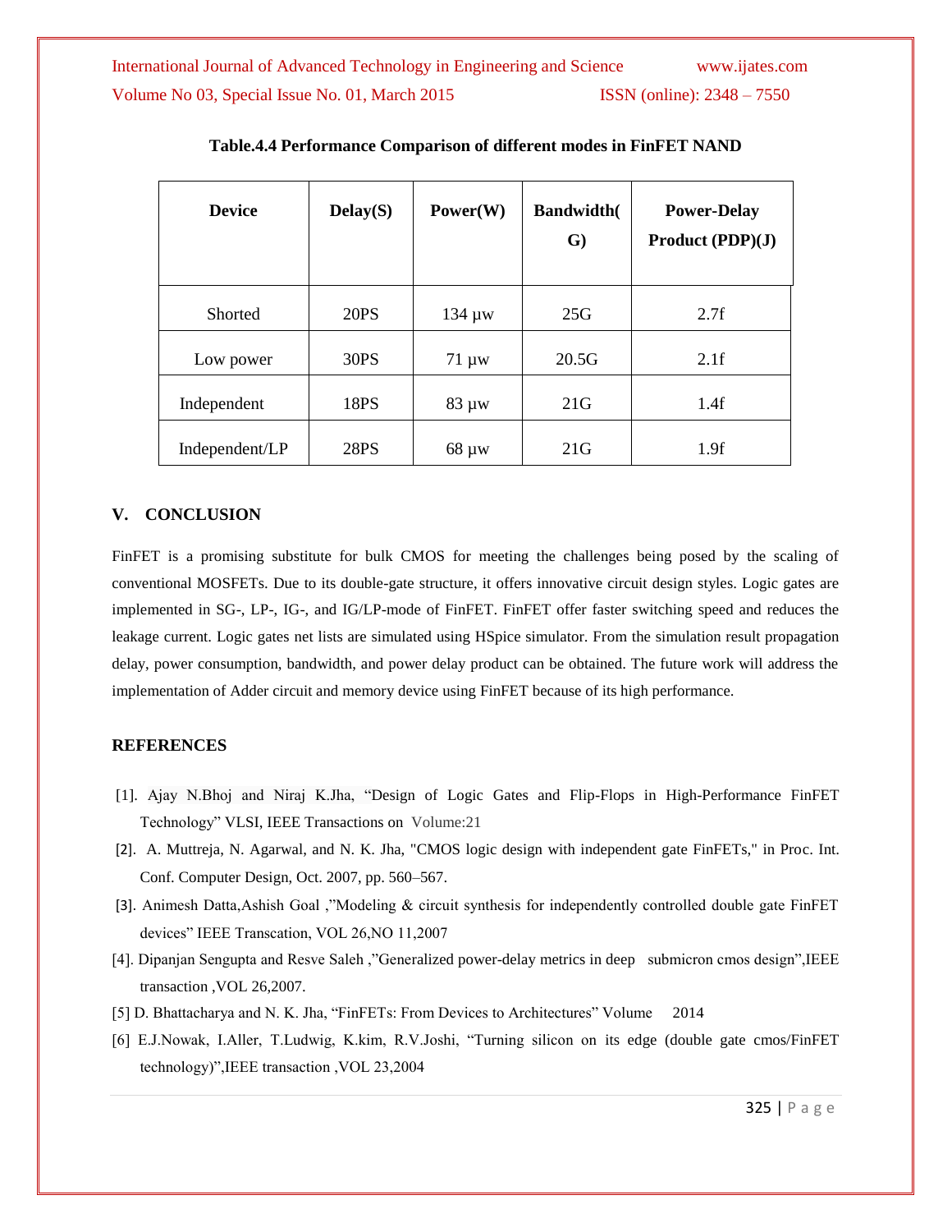**Table.4.4 Performance Comparison of different modes in FinFET NAND**

| Device | Delay(S) | Power(W) | Bandwidth(G) | Power-Delay Product (PDP)(J) |
|---|---|---|---|---|
| Shorted | 20PS | 134 µw | 25G | 2.7f |
| Low power | 30PS | 71 µw | 20.5G | 2.1f |
| Independent | 18PS | 83 µw | 21G | 1.4f |
| Independent/LP | 28PS | 68 µw | 21G | 1.9f |

## V. CONCLUSION

FinFET is a promising substitute for bulk CMOS for meeting the challenges being posed by the scaling of conventional MOSFETs. Due to its double-gate structure, it offers innovative circuit design styles. Logic gates are implemented in SG-, LP-, IG-, and IG/LP-mode of FinFET. FinFET offer faster switching speed and reduces the leakage current. Logic gates net lists are simulated using HSpice simulator. From the simulation result propagation delay, power consumption, bandwidth, and power delay product can be obtained. The future work will address the implementation of Adder circuit and memory device using FinFET because of its high performance.

## REFERENCES

[1]. Ajay N.Bhoj and Niraj K.Jha, "Design of Logic Gates and Flip-Flops in High-Performance FinFET Technology" VLSI, IEEE Transactions on Volume:21

[2]. A. Muttreja, N. Agarwal, and N. K. Jha, "CMOS logic design with independent gate FinFETs," in Proc. Int. Conf. Computer Design, Oct. 2007, pp. 560–567.

[3]. Animesh Datta,Ashish Goal ,"Modeling & circuit synthesis for independently controlled double gate FinFET devices" IEEE Transcation, VOL 26,NO 11,2007

[4]. Dipanjan Sengupta and Resve Saleh ,"Generalized power-delay metrics in deep submicron cmos design",IEEE transaction ,VOL 26,2007.

[5] D. Bhattacharya and N. K. Jha, "FinFETs: From Devices to Architectures" Volume 2014

[6] E.J.Nowak, I.Aller, T.Ludwig, K.kim, R.V.Joshi, "Turning silicon on its edge (double gate cmos/FinFET technology)",IEEE transaction ,VOL 23,2004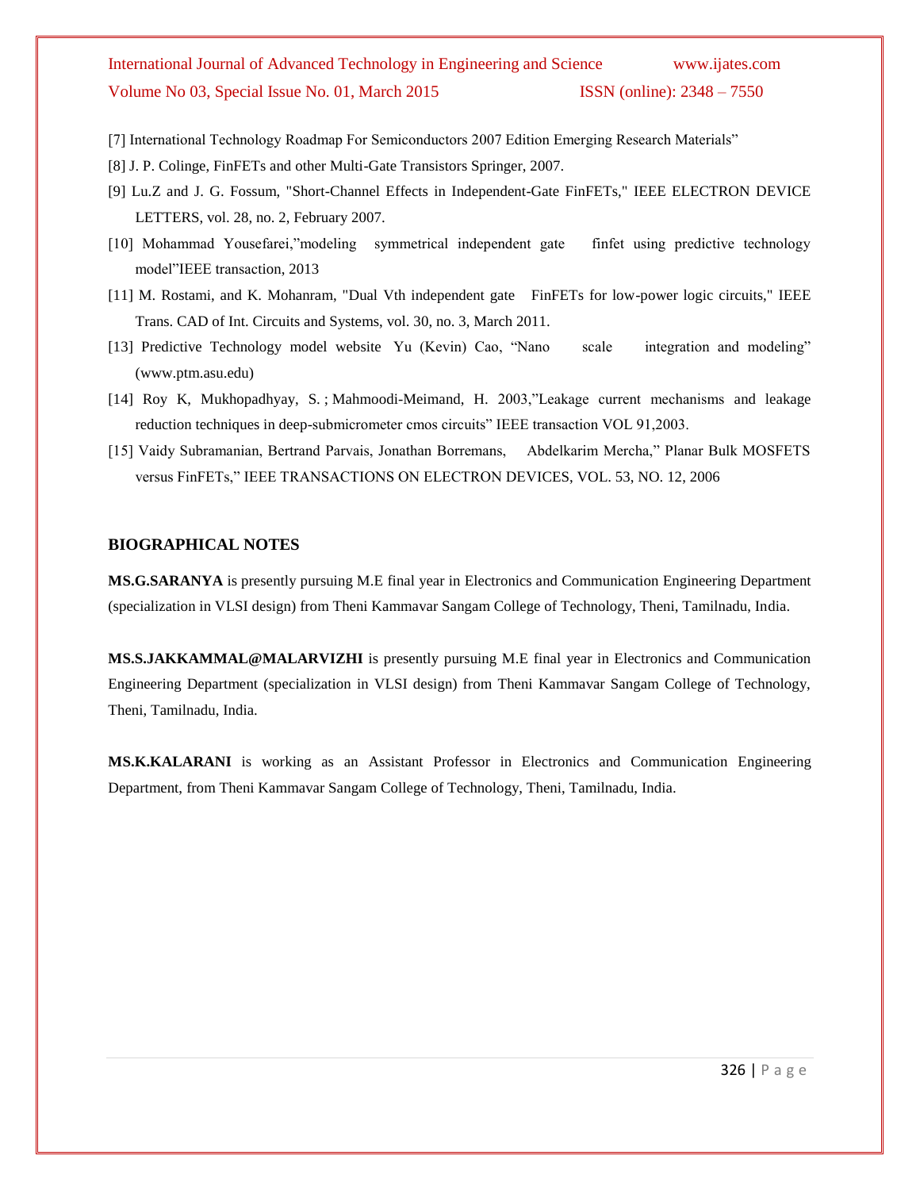[7] International Technology Roadmap For Semiconductors 2007 Edition Emerging Research Materials"

[8] J. P. Colinge, FinFETs and other Multi-Gate Transistors Springer, 2007.

[9] Lu.Z and J. G. Fossum, "Short-Channel Effects in Independent-Gate FinFETs," IEEE ELECTRON DEVICE LETTERS, vol. 28, no. 2, February 2007.

[10] Mohammad Yousefarei,"modeling symmetrical independent gate finfet using predictive technology model"IEEE transaction, 2013

[11] M. Rostami, and K. Mohanram, "Dual Vth independent gate FinFETs for low-power logic circuits," IEEE Trans. CAD of Int. Circuits and Systems, vol. 30, no. 3, March 2011.

[13] Predictive Technology model website Yu (Kevin) Cao, "Nano scale integration and modeling" (www.ptm.asu.edu)

[14] Roy K, Mukhopadhyay, S. ; Mahmoodi-Meimand, H. 2003,"Leakage current mechanisms and leakage reduction techniques in deep-submicrometer cmos circuits" IEEE transaction VOL 91,2003.

[15] Vaidy Subramanian, Bertrand Parvais, Jonathan Borremans, Abdelkarim Mercha," Planar Bulk MOSFETS versus FinFETs," IEEE TRANSACTIONS ON ELECTRON DEVICES, VOL. 53, NO. 12, 2006

## BIOGRAPHICAL NOTES

**MS.G.SARANYA** is presently pursuing M.E final year in Electronics and Communication Engineering Department (specialization in VLSI design) from Theni Kammavar Sangam College of Technology, Theni, Tamilnadu, India.

**MS.S.JAKKAMMAL@MALARVIZHI** is presently pursuing M.E final year in Electronics and Communication Engineering Department (specialization in VLSI design) from Theni Kammavar Sangam College of Technology, Theni, Tamilnadu, India.

**MS.K.KALARANI** is working as an Assistant Professor in Electronics and Communication Engineering Department, from Theni Kammavar Sangam College of Technology, Theni, Tamilnadu, India.